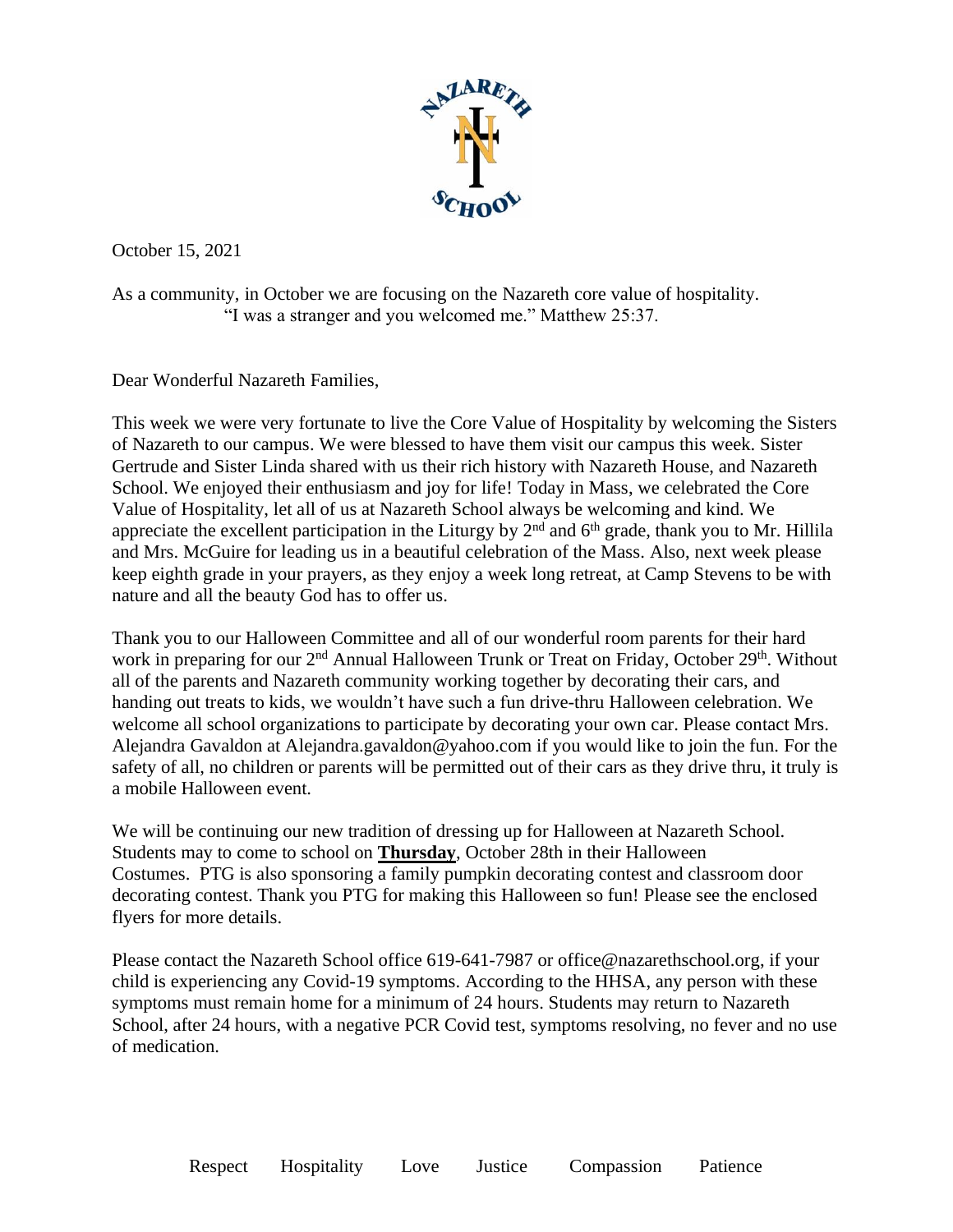October 15, 2021

As a community, in October we are focusing on the Nazareth core value of hospitality.
"I was a stranger and you welcomed me." Matthew 25:37.

Dear Wonderful Nazareth Families,

This week we were very fortunate to live the Core Value of Hospitality by welcoming the Sisters of Nazareth to our campus. We were blessed to have them visit our campus this week. Sister Gertrude and Sister Linda shared with us their rich history with Nazareth House, and Nazareth School. We enjoyed their enthusiasm and joy for life! Today in Mass, we celebrated the Core Value of Hospitality, let all of us at Nazareth School always be welcoming and kind. We appreciate the excellent participation in the Liturgy by 2nd and 6th grade, thank you to Mr. Hillila and Mrs. McGuire for leading us in a beautiful celebration of the Mass. Also, next week please keep eighth grade in your prayers, as they enjoy a week long retreat, at Camp Stevens to be with nature and all the beauty God has to offer us.

Thank you to our Halloween Committee and all of our wonderful room parents for their hard work in preparing for our 2nd Annual Halloween Trunk or Treat on Friday, October 29th. Without all of the parents and Nazareth community working together by decorating their cars, and handing out treats to kids, we wouldn't have such a fun drive-thru Halloween celebration. We welcome all school organizations to participate by decorating your own car. Please contact Mrs. Alejandra Gavaldon at Alejandra.gavaldon@yahoo.com if you would like to join the fun. For the safety of all, no children or parents will be permitted out of their cars as they drive thru, it truly is a mobile Halloween event.

We will be continuing our new tradition of dressing up for Halloween at Nazareth School. Students may to come to school on **Thursday**, October 28th in their Halloween Costumes. PTG is also sponsoring a family pumpkin decorating contest and classroom door decorating contest. Thank you PTG for making this Halloween so fun! Please see the enclosed flyers for more details.

Please contact the Nazareth School office 619-641-7987 or office@nazarethschool.org, if your child is experiencing any Covid-19 symptoms. According to the HHSA, any person with these symptoms must remain home for a minimum of 24 hours. Students may return to Nazareth School, after 24 hours, with a negative PCR Covid test, symptoms resolving, no fever and no use of medication.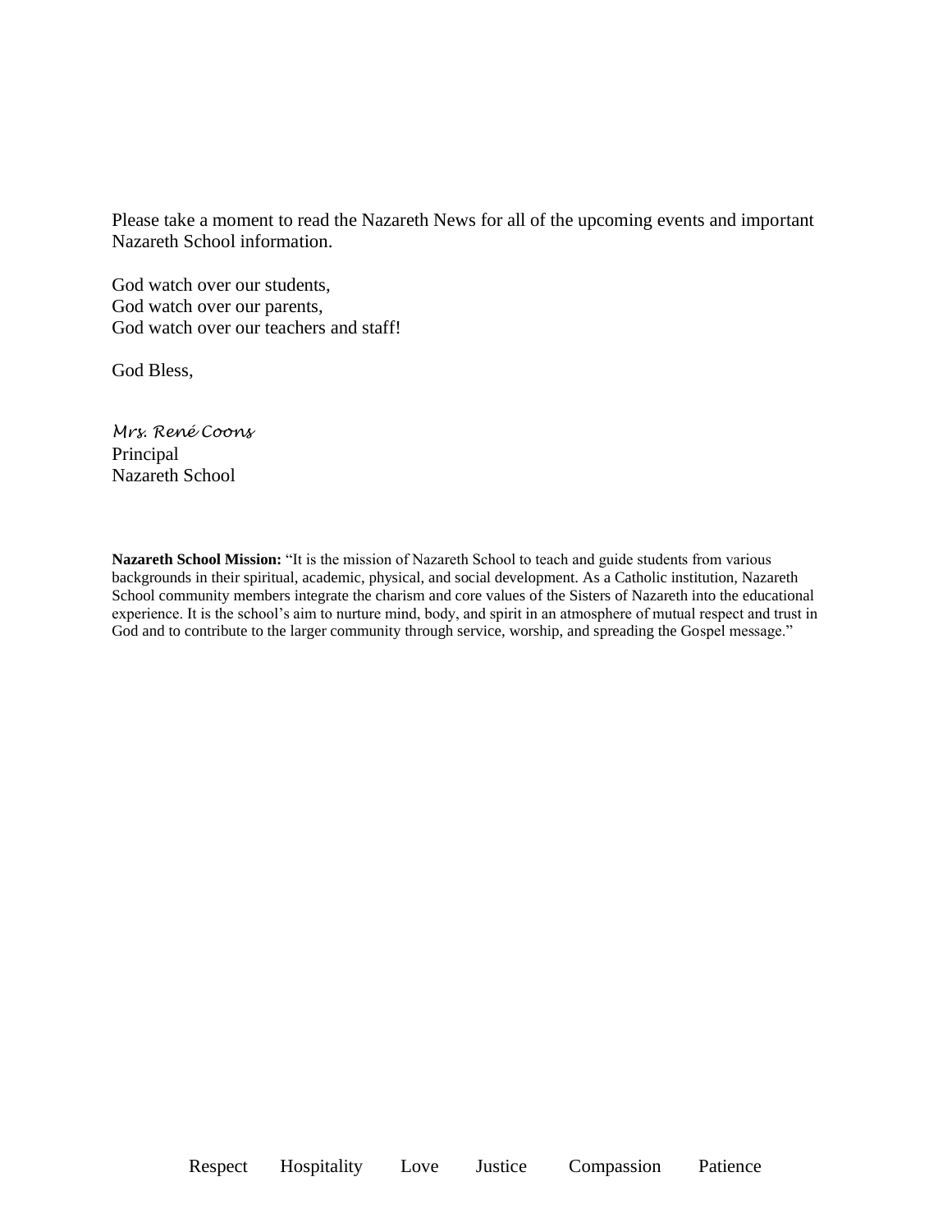Please take a moment to read the Nazareth News for all of the upcoming events and important Nazareth School information.

God watch over our students,
God watch over our parents,
God watch over our teachers and staff!

God Bless,

*Mrs. René Coons*
Principal
Nazareth School

**Nazareth School Mission:** "It is the mission of Nazareth School to teach and guide students from various backgrounds in their spiritual, academic, physical, and social development. As a Catholic institution, Nazareth School community members integrate the charism and core values of the Sisters of Nazareth into the educational experience. It is the school's aim to nurture mind, body, and spirit in an atmosphere of mutual respect and trust in God and to contribute to the larger community through service, worship, and spreading the Gospel message."

Respect Hospitality Love Justice Compassion Patience